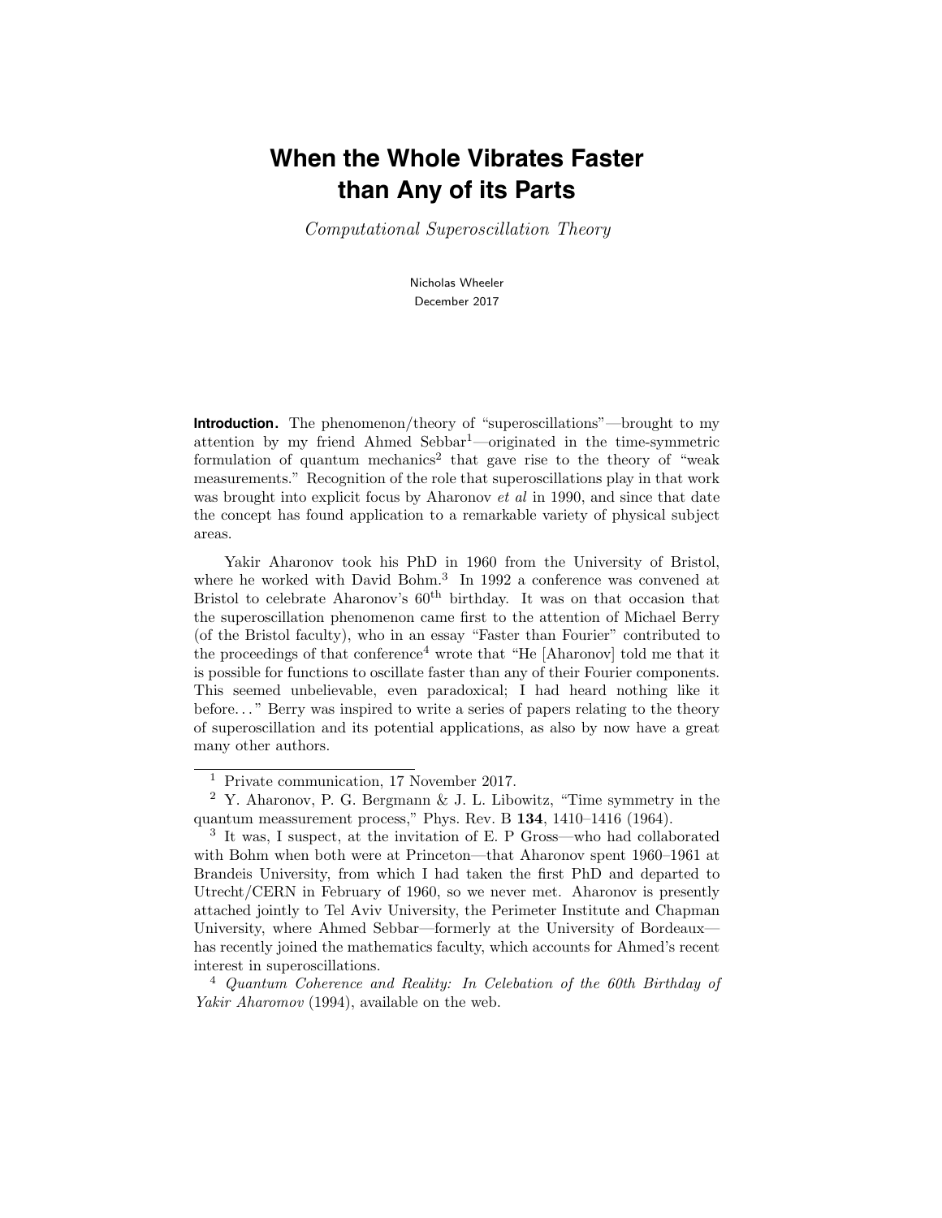# When the Whole Vibrates Faster than Any of its Parts

*Computational Superoscillation Theory*

Nicholas Wheeler
December 2017

**Introduction.** The phenomenon/theory of "superoscillations"—brought to my attention by my friend Ahmed Sebbar[1]—originated in the time-symmetric formulation of quantum mechanics[2] that gave rise to the theory of "weak measurements." Recognition of the role that superoscillations play in that work was brought into explicit focus by Aharonov *et al* in 1990, and since that date the concept has found application to a remarkable variety of physical subject areas.

Yakir Aharonov took his PhD in 1960 from the University of Bristol, where he worked with David Bohm.[3] In 1992 a conference was convened at Bristol to celebrate Aharonov's $60^{\text{th}}$ birthday. It was on that occasion that the superoscillation phenomenon came first to the attention of Michael Berry (of the Bristol faculty), who in an essay "Faster than Fourier" contributed to the proceedings of that conference[4] wrote that "He [Aharonov] told me that it is possible for functions to oscillate faster than any of their Fourier components. This seemed unbelievable, even paradoxical; I had heard nothing like it before..." Berry was inspired to write a series of papers relating to the theory of superoscillation and its potential applications, as also by now have a great many other authors.

---

[1] Private communication, 17 November 2017.

[2] Y. Aharonov, P. G. Bergmann & J. L. Libowitz, "Time symmetry in the quantum meassurement process," Phys. Rev. B **134**, 1410–1416 (1964).

[3] It was, I suspect, at the invitation of E. P Gross—who had collaborated with Bohm when both were at Princeton—that Aharonov spent 1960–1961 at Brandeis University, from which I had taken the first PhD and departed to Utrecht/CERN in February of 1960, so we never met. Aharonov is presently attached jointly to Tel Aviv University, the Perimeter Institute and Chapman University, where Ahmed Sebbar—formerly at the University of Bordeaux—has recently joined the mathematics faculty, which accounts for Ahmed's recent interest in superoscillations.

[4] *Quantum Coherence and Reality: In Celebation of the 60th Birthday of Yakir Aharomov* (1994), available on the web.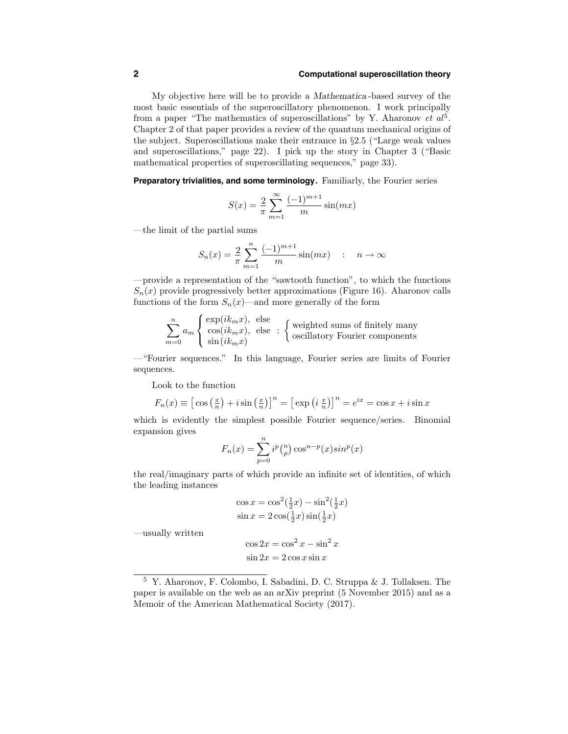My objective here will be to provide a *Mathematica*-based survey of the most basic essentials of the superoscillatory phenomenon. I work principally from a paper "The mathematics of superoscillations" by Y. Aharonov *et al*[5]. Chapter 2 of that paper provides a review of the quantum mechanical origins of the subject. Superoscillations make their entrance in §2.5 ("Large weak values and superoscillations," page 22). I pick up the story in Chapter 3 ("Basic mathematical properties of superoscillating sequences," page 33).

**Preparatory trivialities, and some terminology.** Familiarly, the Fourier series

$$S(x) = \frac{2}{\pi}\sum_{m=1}^{\infty}\frac{(-1)^{m+1}}{m}\sin(mx)$$

—the limit of the partial sums

$$S_n(x) = \frac{2}{\pi}\sum_{m=1}^{n}\frac{(-1)^{m+1}}{m}\sin(mx) \quad : \quad n\to\infty$$

—provide a representation of the "sawtooth function", to which the functions $S_n(x)$ provide progressively better approximations (Figure 16). Aharonov calls functions of the form $S_n(x)$—and more generally of the form

$$\sum_{m=0}^{n} a_m \begin{cases}\exp(ik_m x), \text{ else}\\ \cos(ik_m x), \text{ else}\\ \sin(ik_m x)\end{cases} : \begin{cases}\text{weighted sums of finitely many}\\ \text{oscillatory Fourier components}\end{cases}$$

—"Fourier sequences." In this language, Fourier series are limits of Fourier sequences.

Look to the function

$$F_n(x) \equiv \left[\cos\left(\tfrac{x}{n}\right) + i\sin\left(\tfrac{x}{n}\right)\right]^n = \left[\exp\left(i\,\tfrac{x}{n}\right)\right]^n = e^{ix} = \cos x + i\sin x$$

which is evidently the simplest possible Fourier sequence/series. Binomial expansion gives

$$F_n(x) = \sum_{p=0}^{n} i^p \tbinom{n}{p}\cos^{n-p}(x) sin^p(x)$$

the real/imaginary parts of which provide an infinite set of identities, of which the leading instances

$$\cos x = \cos^2(\tfrac{1}{2}x) - \sin^2(\tfrac{1}{2}x)$$
$$\sin x = 2\cos(\tfrac{1}{2}x)\sin(\tfrac{1}{2}x)$$

—usually written

$$\cos 2x = \cos^2 x - \sin^2 x$$
$$\sin 2x = 2\cos x \sin x$$

[5] Y. Aharonov, F. Colombo, I. Sabadini, D. C. Struppa & J. Tollaksen. The paper is available on the web as an arXiv preprint (5 November 2015) and as a Memoir of the American Mathematical Society (2017).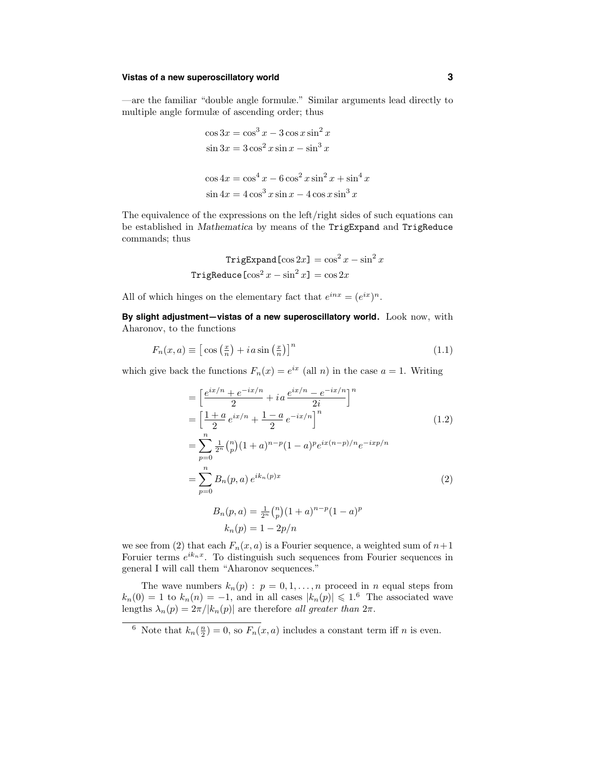—are the familiar "double angle formulæ." Similar arguments lead directly to multiple angle formulæ of ascending order; thus

$$
\begin{aligned}
\cos 3x &= \cos^3 x - 3\cos x \sin^2 x \\
\sin 3x &= 3\cos^2 x \sin x - \sin^3 x
\end{aligned}
$$

$$
\begin{aligned}
\cos 4x &= \cos^4 x - 6\cos^2 x \sin^2 x + \sin^4 x \\
\sin 4x &= 4\cos^3 x \sin x - 4\cos x \sin^3 x
\end{aligned}
$$

The equivalence of the expressions on the left/right sides of such equations can be established in *Mathematica* by means of the `TrigExpand` and `TrigReduce` commands; thus

$$
\begin{aligned}
\texttt{TrigExpand}[\cos 2x] &= \cos^2 x - \sin^2 x \\
\texttt{TrigReduce}[\cos^2 x - \sin^2 x] &= \cos 2x
\end{aligned}
$$

All of which hinges on the elementary fact that $e^{inx} = (e^{ix})^n$.

**By slight adjustment—vistas of a new superoscillatory world.** Look now, with Aharonov, to the functions

$$
F_n(x,a) \equiv \left[\cos\left(\tfrac{x}{n}\right) + i\,a \sin\left(\tfrac{x}{n}\right)\right]^n \tag{1.1}
$$

which give back the functions $F_n(x) = e^{ix}$ (all $n$) in the case $a = 1$. Writing

$$
\begin{aligned}
&= \left[\frac{e^{ix/n} + e^{-ix/n}}{2} + i\,a\,\frac{e^{ix/n} - e^{-ix/n}}{2i}\right]^n \\
&= \left[\frac{1+a}{2}\,e^{ix/n} + \frac{1-a}{2}\,e^{-ix/n}\right]^n \qquad (1.2)\\
&= \sum_{p=0}^{n} \tfrac{1}{2^n}\tbinom{n}{p}(1+a)^{n-p}(1-a)^p e^{ix(n-p)/n} e^{-ixp/n} \\
&= \sum_{p=0}^{n} B_n(p,a)\,e^{ik_n(p)x} \qquad (2)
\end{aligned}
$$

$$
\begin{aligned}
B_n(p,a) &= \tfrac{1}{2^n}\tbinom{n}{p}(1+a)^{n-p}(1-a)^p \\
k_n(p) &= 1 - 2p/n
\end{aligned}
$$

we see from (2) that each $F_n(x,a)$ is a Fourier sequence, a weighted sum of $n+1$ Foruier terms $e^{ik_n x}$. To distinguish such sequences from Fourier sequences in general I will call them "Aharonov sequences."

The wave numbers $k_n(p) : p = 0, 1, \ldots, n$ proceed in $n$ equal steps from $k_n(0) = 1$ to $k_n(n) = -1$, and in all cases $|k_n(p)| \leqslant 1$.[6] The associated wave lengths $\lambda_n(p) = 2\pi/|k_n(p)|$ are therefore *all greater than* $2\pi$.

---

[6] Note that $k_n(\frac{n}{2}) = 0$, so $F_n(x,a)$ includes a constant term iff $n$ is even.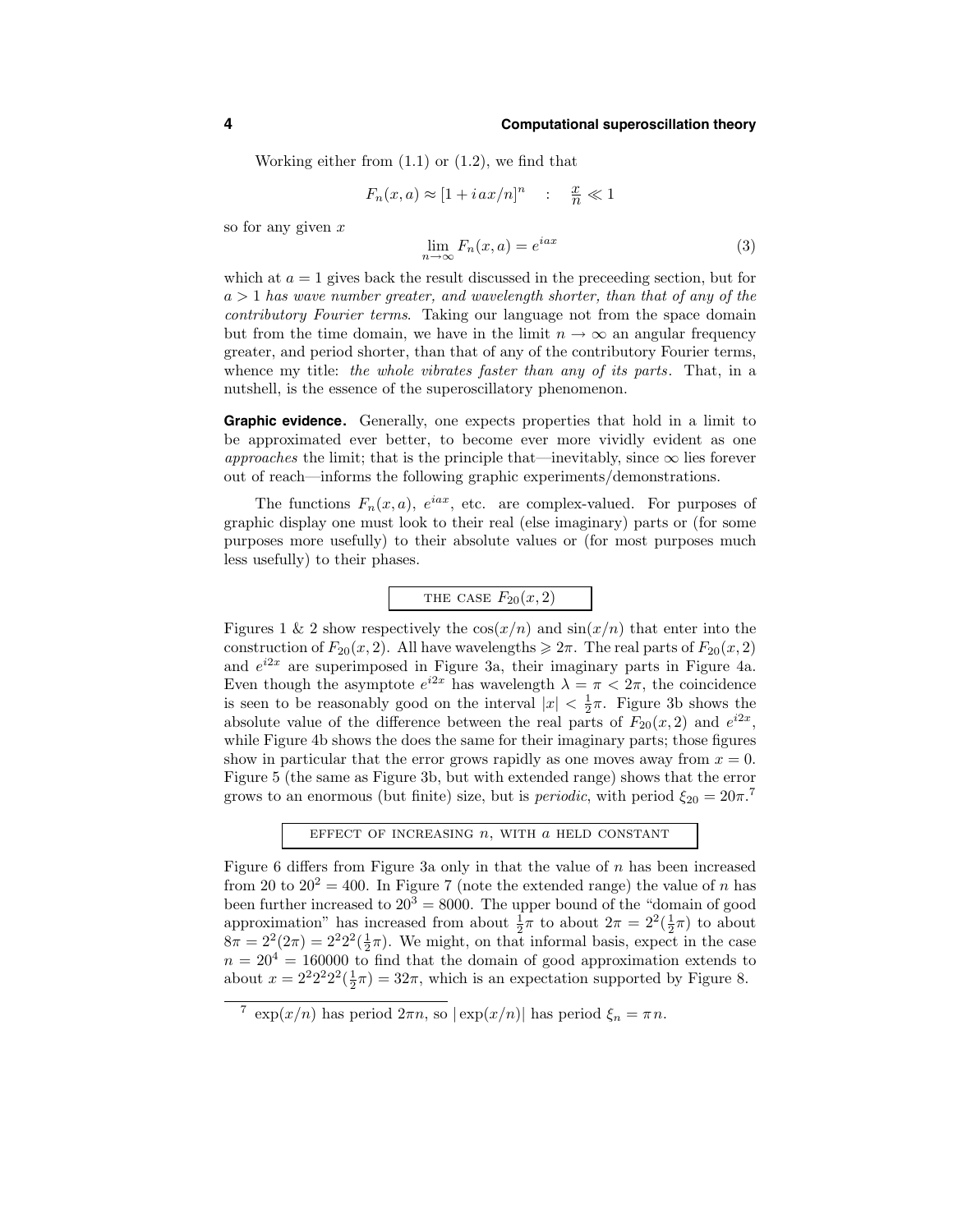Working either from (1.1) or (1.2), we find that

$$F_n(x,a) \approx [1 + i\,ax/n]^n \quad : \quad \tfrac{x}{n} \ll 1$$

so for any given $x$

$$\lim_{n\to\infty} F_n(x,a) = e^{iax} \tag{3}$$

which at $a = 1$ gives back the result discussed in the preceeding section, but for $a > 1$ *has wave number greater, and wavelength shorter, than that of any of the contributory Fourier terms*. Taking our language not from the space domain but from the time domain, we have in the limit $n \to \infty$ an angular frequency greater, and period shorter, than that of any of the contributory Fourier terms, whence my title: *the whole vibrates faster than any of its parts*. That, in a nutshell, is the essence of the superoscillatory phenomenon.

**Graphic evidence.** Generally, one expects properties that hold in a limit to be approximated ever better, to become ever more vividly evident as one *approaches* the limit; that is the principle that—inevitably, since $\infty$ lies forever out of reach—informs the following graphic experiments/demonstrations.

The functions $F_n(x,a)$, $e^{iax}$, etc. are complex-valued. For purposes of graphic display one must look to their real (else imaginary) parts or (for some purposes more usefully) to their absolute values or (for most purposes much less usefully) to their phases.

THE CASE $F_{20}(x,2)$

Figures 1 & 2 show respectively the $\cos(x/n)$ and $\sin(x/n)$ that enter into the construction of $F_{20}(x,2)$. All have wavelengths $\geqslant 2\pi$. The real parts of $F_{20}(x,2)$ and $e^{i2x}$ are superimposed in Figure 3a, their imaginary parts in Figure 4a. Even though the asymptote $e^{i2x}$ has wavelength $\lambda = \pi < 2\pi$, the coincidence is seen to be reasonably good on the interval $|x| < \frac{1}{2}\pi$. Figure 3b shows the absolute value of the difference between the real parts of $F_{20}(x,2)$ and $e^{i2x}$, while Figure 4b shows the does the same for their imaginary parts; those figures show in particular that the error grows rapidly as one moves away from $x = 0$. Figure 5 (the same as Figure 3b, but with extended range) shows that the error grows to an enormous (but finite) size, but is *periodic*, with period $\xi_{20} = 20\pi$.[7]

EFFECT OF INCREASING $n$, WITH $a$ HELD CONSTANT

Figure 6 differs from Figure 3a only in that the value of $n$ has been increased from 20 to $20^2 = 400$. In Figure 7 (note the extended range) the value of $n$ has been further increased to $20^3 = 8000$. The upper bound of the "domain of good approximation" has increased from about $\frac{1}{2}\pi$ to about $2\pi = 2^2(\frac{1}{2}\pi)$ to about $8\pi = 2^2(2\pi) = 2^2 2^2(\frac{1}{2}\pi)$. We might, on that informal basis, expect in the case $n = 20^4 = 160000$ to find that the domain of good approximation extends to about $x = 2^2 2^2 2^2(\frac{1}{2}\pi) = 32\pi$, which is an expectation supported by Figure 8.

---

[7] $\exp(x/n)$ has period $2\pi n$, so $|\exp(x/n)|$ has period $\xi_n = \pi n$.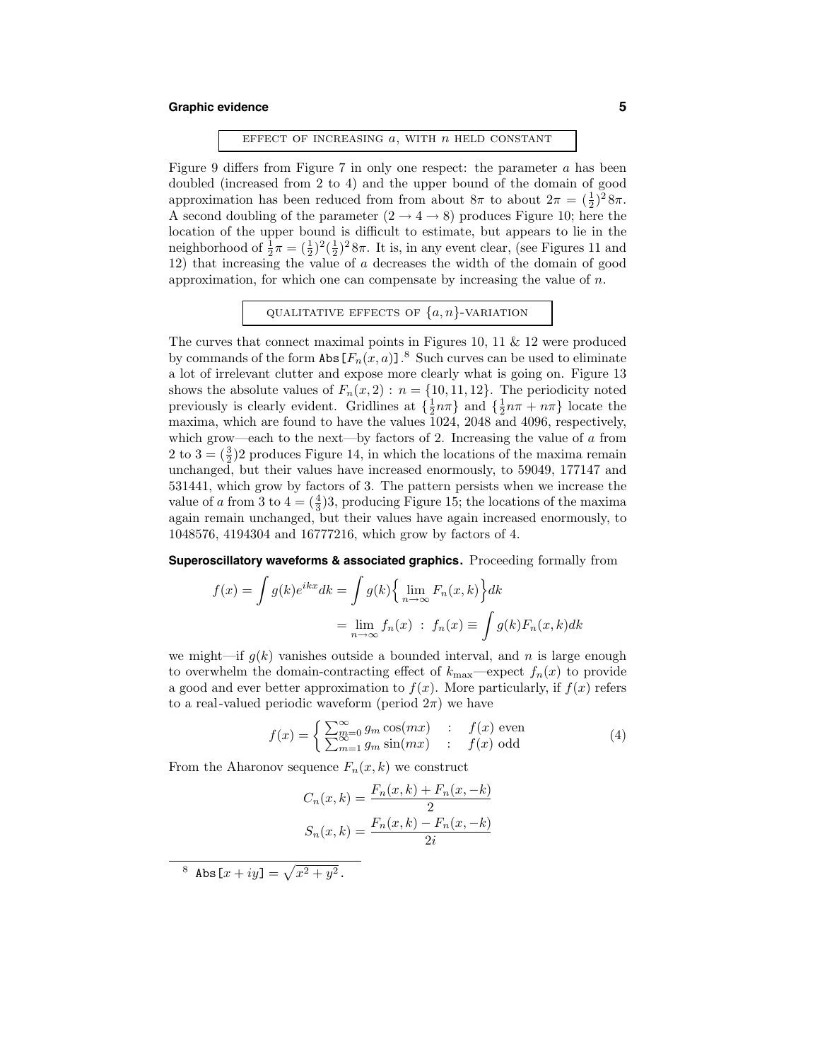### EFFECT OF INCREASING $a$, WITH $n$ HELD CONSTANT

Figure 9 differs from Figure 7 in only one respect: the parameter $a$ has been doubled (increased from 2 to 4) and the upper bound of the domain of good approximation has been reduced from from about $8\pi$ to about $2\pi = (\frac{1}{2})^2 8\pi$. A second doubling of the parameter $(2 \to 4 \to 8)$ produces Figure 10; here the location of the upper bound is difficult to estimate, but appears to lie in the neighborhood of $\frac{1}{2}\pi = (\frac{1}{2})^2(\frac{1}{2})^2 8\pi$. It is, in any event clear, (see Figures 11 and 12) that increasing the value of $a$ decreases the width of the domain of good approximation, for which one can compensate by increasing the value of $n$.

### QUALITATIVE EFFECTS OF $\{a, n\}$-VARIATION

The curves that connect maximal points in Figures 10, 11 & 12 were produced by commands of the form `Abs[`$F_n(x,a)$`]`.[8] Such curves can be used to eliminate a lot of irrelevant clutter and expose more clearly what is going on. Figure 13 shows the absolute values of $F_n(x,2) : n = \{10, 11, 12\}$. The periodicity noted previously is clearly evident. Gridlines at $\{\frac{1}{2}n\pi\}$ and $\{\frac{1}{2}n\pi + n\pi\}$ locate the maxima, which are found to have the values 1024, 2048 and 4096, respectively, which grow—each to the next—by factors of 2. Increasing the value of $a$ from 2 to $3 = (\frac{3}{2})2$ produces Figure 14, in which the locations of the maxima remain unchanged, but their values have increased enormously, to 59049, 177147 and 531441, which grow by factors of 3. The pattern persists when we increase the value of $a$ from 3 to $4 = (\frac{4}{3})3$, producing Figure 15; the locations of the maxima again remain unchanged, but their values have again increased enormously, to 1048576, 4194304 and 16777216, which grow by factors of 4.

**Superoscillatory waveforms & associated graphics.** Proceeding formally from

$$
\begin{aligned}
f(x) = \int g(k)e^{ikx}dk &= \int g(k)\Big\{\lim_{n\to\infty} F_n(x,k)\Big\}dk \\
&= \lim_{n\to\infty} f_n(x) \ : \ f_n(x) \equiv \int g(k)F_n(x,k)dk
\end{aligned}
$$

we might—if $g(k)$ vanishes outside a bounded interval, and $n$ is large enough to overwhelm the domain-contracting effect of $k_{\max}$—expect $f_n(x)$ to provide a good and ever better approximation to $f(x)$. More particularly, if $f(x)$ refers to a real-valued periodic waveform (period $2\pi$) we have

$$
f(x) = \begin{cases} \sum_{m=0}^{\infty} g_m \cos(mx) & : \quad f(x) \text{ even} \\ \sum_{m=1}^{\infty} g_m \sin(mx) & : \quad f(x) \text{ odd} \end{cases} \tag{4}
$$

From the Aharonov sequence $F_n(x,k)$ we construct

$$
\begin{aligned}
C_n(x,k) &= \frac{F_n(x,k) + F_n(x,-k)}{2} \\
S_n(x,k) &= \frac{F_n(x,k) - F_n(x,-k)}{2i}
\end{aligned}
$$

---

[8] `Abs[`$x + iy$`]` $= \sqrt{x^2 + y^2}$.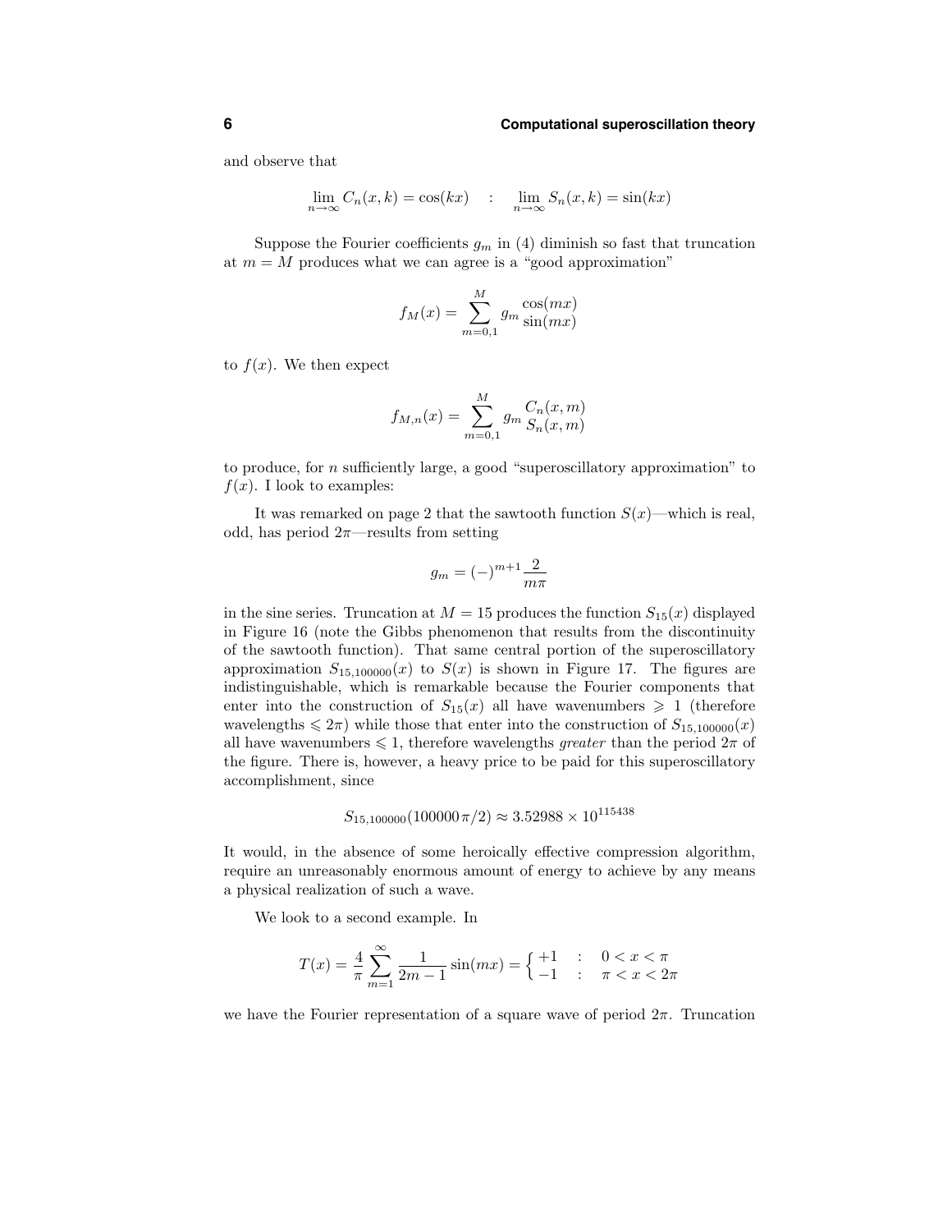and observe that

$$\lim_{n\to\infty} C_n(x,k) = \cos(kx) \quad : \quad \lim_{n\to\infty} S_n(x,k) = \sin(kx)$$

Suppose the Fourier coefficients $g_m$ in (4) diminish so fast that truncation at $m = M$ produces what we can agree is a "good approximation"

$$f_M(x) = \sum_{m=0,1}^{M} g_m \begin{matrix}\cos(mx)\\ \sin(mx)\end{matrix}$$

to $f(x)$. We then expect

$$f_{M,n}(x) = \sum_{m=0,1}^{M} g_m \begin{matrix}C_n(x,m)\\ S_n(x,m)\end{matrix}$$

to produce, for $n$ sufficiently large, a good "superoscillatory approximation" to $f(x)$. I look to examples:

It was remarked on page 2 that the sawtooth function $S(x)$—which is real, odd, has period $2\pi$—results from setting

$$g_m = (-)^{m+1}\frac{2}{m\pi}$$

in the sine series. Truncation at $M = 15$ produces the function $S_{15}(x)$ displayed in Figure 16 (note the Gibbs phenomenon that results from the discontinuity of the sawtooth function). That same central portion of the superoscillatory approximation $S_{15,100000}(x)$ to $S(x)$ is shown in Figure 17. The figures are indistinguishable, which is remarkable because the Fourier components that enter into the construction of $S_{15}(x)$ all have wavenumbers $\geqslant 1$ (therefore wavelengths $\leqslant 2\pi$) while those that enter into the construction of $S_{15,100000}(x)$ all have wavenumbers $\leqslant 1$, therefore wavelengths *greater* than the period $2\pi$ of the figure. There is, however, a heavy price to be paid for this superoscillatory accomplishment, since

$$S_{15,100000}(100000\,\pi/2) \approx 3.52988 \times 10^{115438}$$

It would, in the absence of some heroically effective compression algorithm, require an unreasonably enormous amount of energy to achieve by any means a physical realization of such a wave.

We look to a second example. In

$$T(x) = \frac{4}{\pi}\sum_{m=1}^{\infty}\frac{1}{2m-1}\sin(mx) = \begin{cases} +1 & : \quad 0 < x < \pi \\ -1 & : \quad \pi < x < 2\pi \end{cases}$$

we have the Fourier representation of a square wave of period $2\pi$. Truncation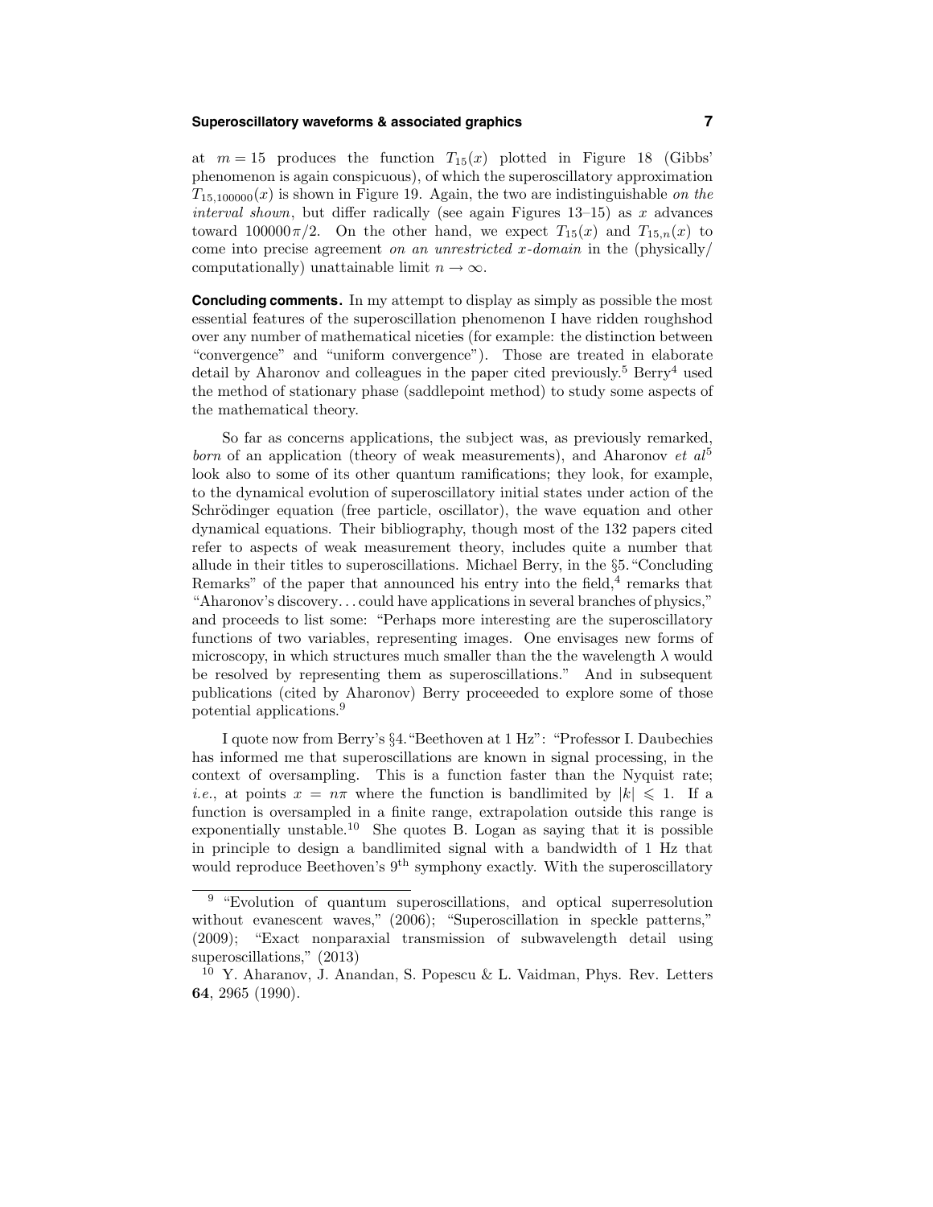at $m = 15$ produces the function $T_{15}(x)$ plotted in Figure 18 (Gibbs' phenomenon is again conspicuous), of which the superoscillatory approximation $T_{15,100000}(x)$ is shown in Figure 19. Again, the two are indistinguishable *on the interval shown*, but differ radically (see again Figures 13–15) as $x$ advances toward $100000\pi/2$. On the other hand, we expect $T_{15}(x)$ and $T_{15,n}(x)$ to come into precise agreement *on an unrestricted x-domain* in the (physically/computationally) unattainable limit $n \to \infty$.

**Concluding comments.** In my attempt to display as simply as possible the most essential features of the superoscillation phenomenon I have ridden roughshod over any number of mathematical niceties (for example: the distinction between "convergence" and "uniform convergence"). Those are treated in elaborate detail by Aharonov and colleagues in the paper cited previously.[5] Berry[4] used the method of stationary phase (saddlepoint method) to study some aspects of the mathematical theory.

So far as concerns applications, the subject was, as previously remarked, *born* of an application (theory of weak measurements), and Aharonov *et al*[5] look also to some of its other quantum ramifications; they look, for example, to the dynamical evolution of superoscillatory initial states under action of the Schrödinger equation (free particle, oscillator), the wave equation and other dynamical equations. Their bibliography, though most of the 132 papers cited refer to aspects of weak measurement theory, includes quite a number that allude in their titles to superoscillations. Michael Berry, in the §5."Concluding Remarks" of the paper that announced his entry into the field,[4] remarks that "Aharonov's discovery. . . could have applications in several branches of physics," and proceeds to list some: "Perhaps more interesting are the superoscillatory functions of two variables, representing images. One envisages new forms of microscopy, in which structures much smaller than the the wavelength $\lambda$ would be resolved by representing them as superoscillations." And in subsequent publications (cited by Aharonov) Berry proceeeded to explore some of those potential applications.[9]

I quote now from Berry's §4."Beethoven at 1 Hz": "Professor I. Daubechies has informed me that superoscillations are known in signal processing, in the context of oversampling. This is a function faster than the Nyquist rate; *i.e.*, at points $x = n\pi$ where the function is bandlimited by $|k| \leqslant 1$. If a function is oversampled in a finite range, extrapolation outside this range is exponentially unstable.[10] She quotes B. Logan as saying that it is possible in principle to design a bandlimited signal with a bandwidth of 1 Hz that would reproduce Beethoven's 9th symphony exactly. With the superoscillatory

---

[9] "Evolution of quantum superoscillations, and optical superresolution without evanescent waves," (2006); "Superoscillation in speckle patterns," (2009); "Exact nonparaxial transmission of subwavelength detail using superoscillations," (2013)

[10] Y. Aharanov, J. Anandan, S. Popescu & L. Vaidman, Phys. Rev. Letters **64**, 2965 (1990).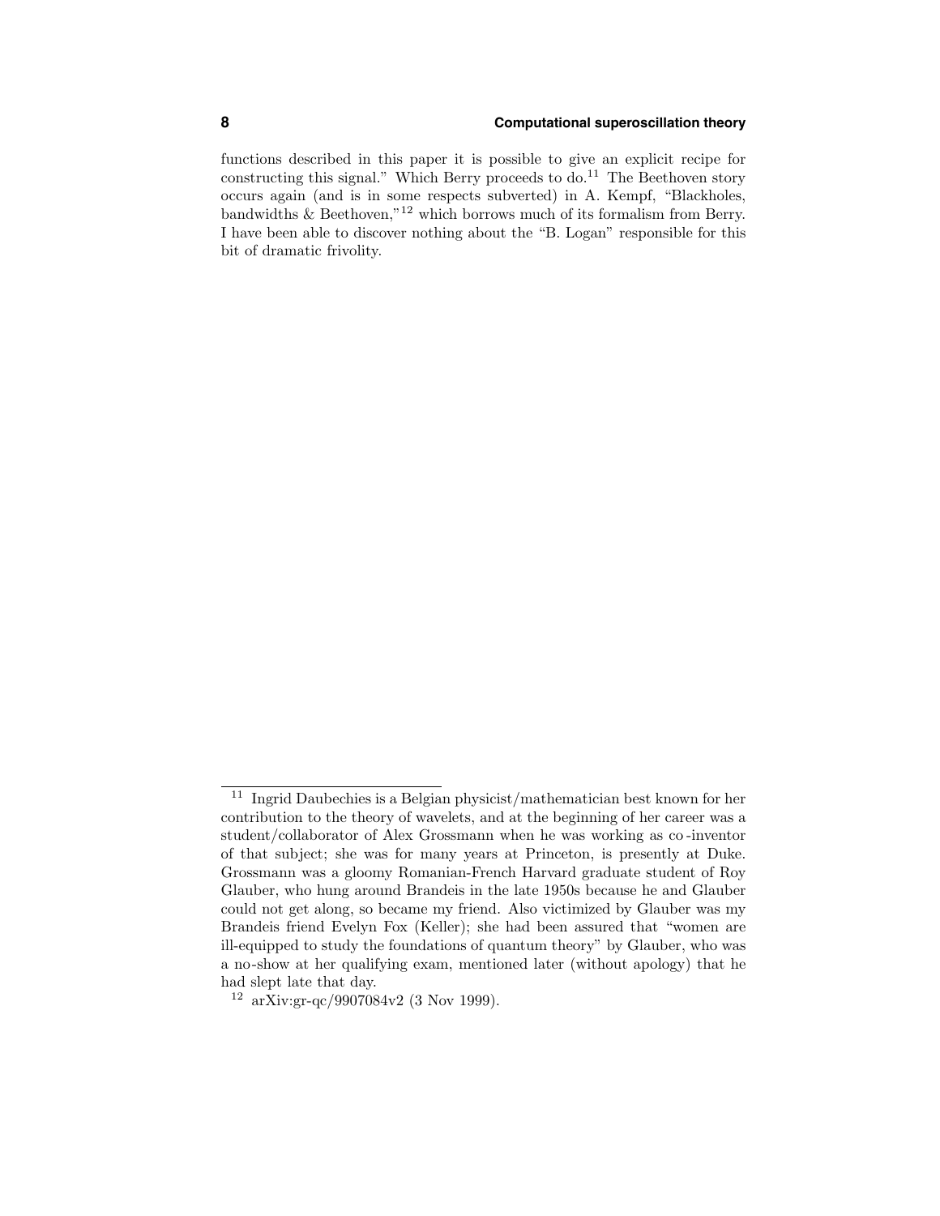functions described in this paper it is possible to give an explicit recipe for constructing this signal." Which Berry proceeds to do.[11] The Beethoven story occurs again (and is in some respects subverted) in A. Kempf, "Blackholes, bandwidths & Beethoven,"[12] which borrows much of its formalism from Berry. I have been able to discover nothing about the "B. Logan" responsible for this bit of dramatic frivolity.

---

[11] Ingrid Daubechies is a Belgian physicist/mathematician best known for her contribution to the theory of wavelets, and at the beginning of her career was a student/collaborator of Alex Grossmann when he was working as co-inventor of that subject; she was for many years at Princeton, is presently at Duke. Grossmann was a gloomy Romanian-French Harvard graduate student of Roy Glauber, who hung around Brandeis in the late 1950s because he and Glauber could not get along, so became my friend. Also victimized by Glauber was my Brandeis friend Evelyn Fox (Keller); she had been assured that "women are ill-equipped to study the foundations of quantum theory" by Glauber, who was a no-show at her qualifying exam, mentioned later (without apology) that he had slept late that day.

[12] arXiv:gr-qc/9907084v2 (3 Nov 1999).